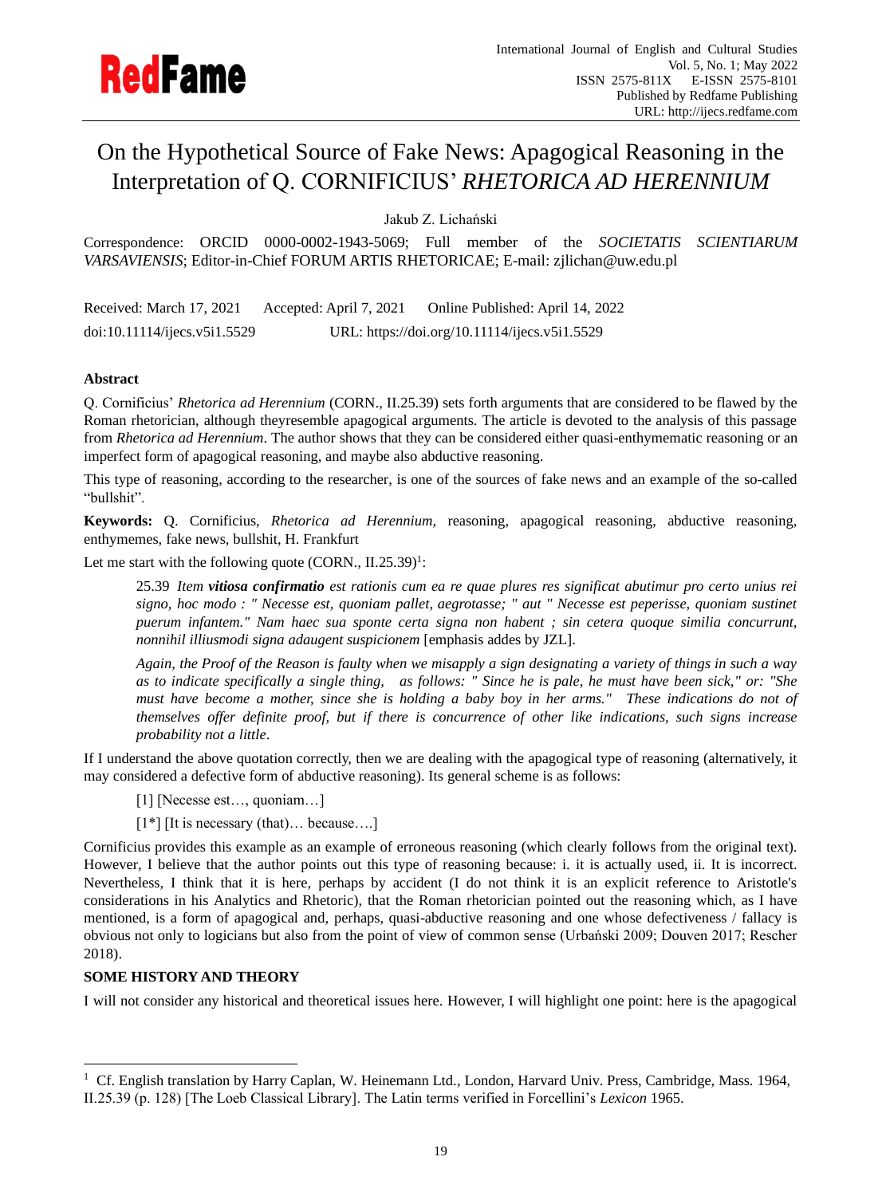# On the Hypothetical Source of Fake News: Apagogical Reasoning in the Interpretation of Q. CORNIFICIUS' *RHETORICA AD HERENNIUM*

Jakub Z. Lichański

Correspondence: ORCID 0000-0002-1943-5069; Full member of the *SOCIETATIS SCIENTIARUM VARSAVIENSIS*; Editor-in-Chief FORUM ARTIS RHETORICAE; E-mail: zjlichan@uw.edu.pl

Received: March 17, 2021 Accepted: April 7, 2021 Online Published: April 14, 2022

doi:10.11114/ijecs.v5i1.5529 URL: https://doi.org/10.11114/ijecs.v5i1.5529

**Abstract**

Q. Cornificius' *Rhetorica ad Herennium* (CORN., II.25.39) sets forth arguments that are considered to be flawed by the Roman rhetorician, although theyresemble apagogical arguments. The article is devoted to the analysis of this passage from *Rhetorica ad Herennium*. The author shows that they can be considered either quasi-enthymematic reasoning or an imperfect form of apagogical reasoning, and maybe also abductive reasoning.

This type of reasoning, according to the researcher, is one of the sources of fake news and an example of the so-called "bullshit".

**Keywords:** Q. Cornificius, *Rhetorica ad Herennium*, reasoning, apagogical reasoning, abductive reasoning, enthymemes, fake news, bullshit, H. Frankfurt

Let me start with the following quote (CORN., II.25.39)[1]:

> 25.39 *Item* ***vitiosa confirmatio*** *est rationis cum ea re quae plures res significat abutimur pro certo unius rei signo, hoc modo : " Necesse est, quoniam pallet, aegrotasse; " aut " Necesse est peperisse, quoniam sustinet puerum infantem." Nam haec sua sponte certa signa non habent ; sin cetera quoque similia concurrunt, nonnihil illiusmodi signa adaugent suspicionem* [emphasis addes by JZL].
>
> *Again, the Proof of the Reason is faulty when we misapply a sign designating a variety of things in such a way as to indicate specifically a single thing, as follows: " Since he is pale, he must have been sick," or: "She must have become a mother, since she is holding a baby boy in her arms." These indications do not of themselves offer definite proof, but if there is concurrence of other like indications, such signs increase probability not a little*.

If I understand the above quotation correctly, then we are dealing with the apagogical type of reasoning (alternatively, it may considered a defective form of abductive reasoning). Its general scheme is as follows:

> [1] [Necesse est…, quoniam…]
>
> [1*] [It is necessary (that)… because….]

Cornificius provides this example as an example of erroneous reasoning (which clearly follows from the original text). However, I believe that the author points out this type of reasoning because: i. it is actually used, ii. It is incorrect. Nevertheless, I think that it is here, perhaps by accident (I do not think it is an explicit reference to Aristotle's considerations in his Analytics and Rhetoric), that the Roman rhetorician pointed out the reasoning which, as I have mentioned, is a form of apagogical and, perhaps, quasi-abductive reasoning and one whose defectiveness / fallacy is obvious not only to logicians but also from the point of view of common sense (Urbański 2009; Douven 2017; Rescher 2018).

## SOME HISTORY AND THEORY

I will not consider any historical and theoretical issues here. However, I will highlight one point: here is the apagogical

---

[1] Cf. English translation by Harry Caplan, W. Heinemann Ltd., London, Harvard Univ. Press, Cambridge, Mass. 1964, II.25.39 (p. 128) [The Loeb Classical Library]. The Latin terms verified in Forcellini's *Lexicon* 1965.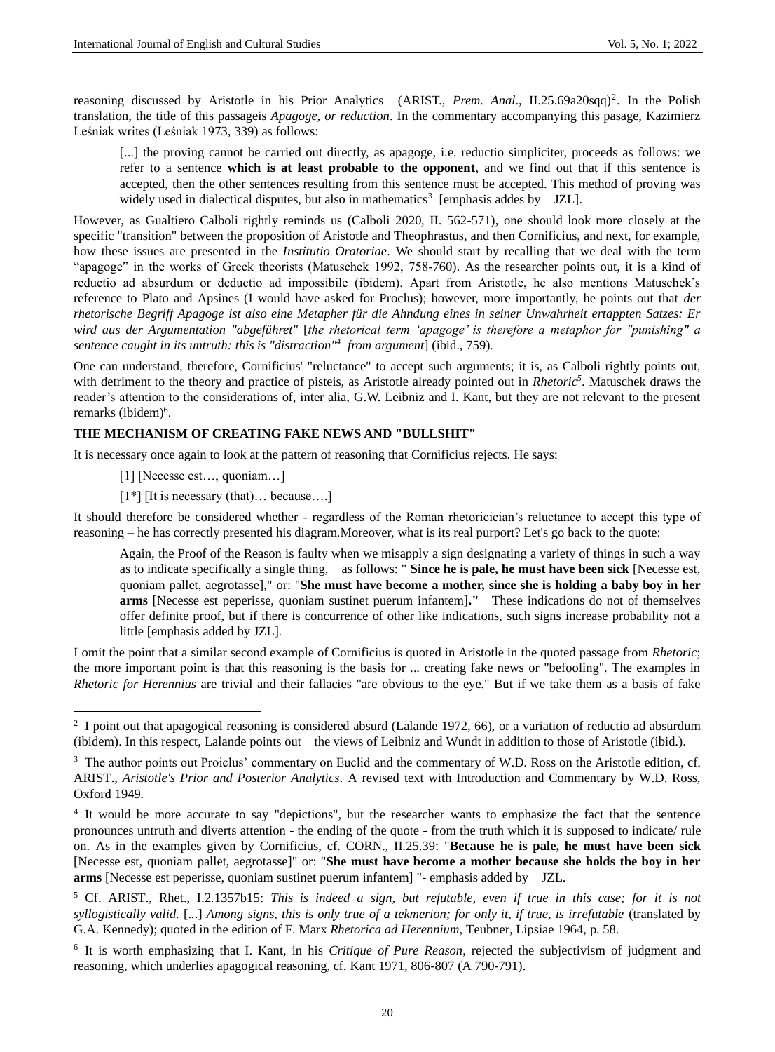reasoning discussed by Aristotle in his Prior Analytics (ARIST., *Prem. Anal*., II.25.69a20sqq)[2]. In the Polish translation, the title of this passageis *Apagoge, or reduction*. In the commentary accompanying this pasage, Kazimierz Leśniak writes (Leśniak 1973, 339) as follows:

> [...] the proving cannot be carried out directly, as apagoge, i.e. reductio simpliciter, proceeds as follows: we refer to a sentence **which is at least probable to the opponent**, and we find out that if this sentence is accepted, then the other sentences resulting from this sentence must be accepted. This method of proving was widely used in dialectical disputes, but also in mathematics[3] [emphasis addes by JZL].

However, as Gualtiero Calboli rightly reminds us (Calboli 2020, II. 562-571), one should look more closely at the specific "transition" between the proposition of Aristotle and Theophrastus, and then Cornificius, and next, for example, how these issues are presented in the *Institutio Oratoriae*. We should start by recalling that we deal with the term "apagoge" in the works of Greek theorists (Matuschek 1992, 758-760). As the researcher points out, it is a kind of reductio ad absurdum or deductio ad impossibile (ibidem). Apart from Aristotle, he also mentions Matuschek's reference to Plato and Apsines (I would have asked for Proclus); however, more importantly, he points out that *der rhetorische Begriff Apagoge ist also eine Metapher für die Ahndung eines in seiner Unwahrheit ertappten Satzes: Er wird aus der Argumentation "abgeführet"* [*the rhetorical term 'apagoge' is therefore a metaphor for "punishing" a sentence caught in its untruth: this is "distraction"*[4] *from argument*] (ibid., 759).

One can understand, therefore, Cornificius' "reluctance" to accept such arguments; it is, as Calboli rightly points out, with detriment to the theory and practice of pisteis, as Aristotle already pointed out in *Rhetoric*[5]. Matuschek draws the reader's attention to the considerations of, inter alia, G.W. Leibniz and I. Kant, but they are not relevant to the present remarks (ibidem)[6].

## THE MECHANISM OF CREATING FAKE NEWS AND "BULLSHIT"

It is necessary once again to look at the pattern of reasoning that Cornificius rejects. He says:

> [1] [Necesse est…, quoniam…]
>
> [1*] [It is necessary (that)… because….]

It should therefore be considered whether - regardless of the Roman rhetoricician's reluctance to accept this type of reasoning – he has correctly presented his diagram.Moreover, what is its real purport? Let's go back to the quote:

> Again, the Proof of the Reason is faulty when we misapply a sign designating a variety of things in such a way as to indicate specifically a single thing, as follows: " **Since he is pale, he must have been sick** [Necesse est, quoniam pallet, aegrotasse]," or: "**She must have become a mother, since she is holding a baby boy in her arms** [Necesse est peperisse, quoniam sustinet puerum infantem]**."** These indications do not of themselves offer definite proof, but if there is concurrence of other like indications, such signs increase probability not a little [emphasis added by JZL].

I omit the point that a similar second example of Cornificius is quoted in Aristotle in the quoted passage from *Rhetoric*; the more important point is that this reasoning is the basis for ... creating fake news or "befooling". The examples in *Rhetoric for Herennius* are trivial and their fallacies "are obvious to the eye." But if we take them as a basis of fake

---

[2] I point out that apagogical reasoning is considered absurd (Lalande 1972, 66), or a variation of reductio ad absurdum (ibidem). In this respect, Lalande points out the views of Leibniz and Wundt in addition to those of Aristotle (ibid.).

[3] The author points out Proiclus' commentary on Euclid and the commentary of W.D. Ross on the Aristotle edition, cf. ARIST., *Aristotle's Prior and Posterior Analytics*. A revised text with Introduction and Commentary by W.D. Ross, Oxford 1949.

[4] It would be more accurate to say "depictions", but the researcher wants to emphasize the fact that the sentence pronounces untruth and diverts attention - the ending of the quote - from the truth which it is supposed to indicate/ rule on. As in the examples given by Cornificius, cf. CORN., II.25.39: "**Because he is pale, he must have been sick** [Necesse est, quoniam pallet, aegrotasse]" or: "**She must have become a mother because she holds the boy in her arms** [Necesse est peperisse, quoniam sustinet puerum infantem] "- emphasis added by JZL.

[5] Cf. ARIST., Rhet., I.2.1357b15: *This is indeed a sign, but refutable, even if true in this case; for it is not syllogistically valid.* [...] *Among signs, this is only true of a tekmerion; for only it, if true, is irrefutable* (translated by G.A. Kennedy); quoted in the edition of F. Marx *Rhetorica ad Herennium*, Teubner, Lipsiae 1964, p. 58.

[6] It is worth emphasizing that I. Kant, in his *Critique of Pure Reason*, rejected the subjectivism of judgment and reasoning, which underlies apagogical reasoning, cf. Kant 1971, 806-807 (A 790-791).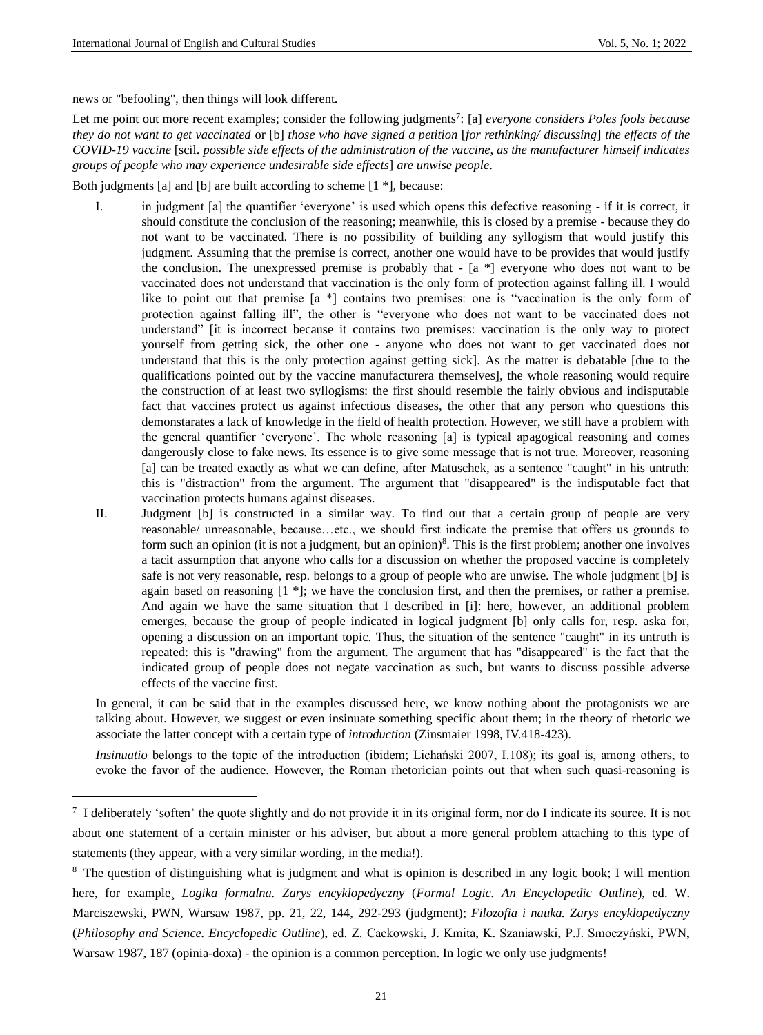news or "befooling", then things will look different.

Let me point out more recent examples; consider the following judgments[7]: [a] *everyone considers Poles fools because they do not want to get vaccinated* or [b] *those who have signed a petition* [*for rethinking/ discussing*] *the effects of the COVID-19 vaccine* [scil. *possible side effects of the administration of the vaccine, as the manufacturer himself indicates groups of people who may experience undesirable side effects*] *are unwise people*.

Both judgments [a] and [b] are built according to scheme [1 *], because:

I. in judgment [a] the quantifier 'everyone' is used which opens this defective reasoning - if it is correct, it should constitute the conclusion of the reasoning; meanwhile, this is closed by a premise - because they do not want to be vaccinated. There is no possibility of building any syllogism that would justify this judgment. Assuming that the premise is correct, another one would have to be provides that would justify the conclusion. The unexpressed premise is probably that - [a *] everyone who does not want to be vaccinated does not understand that vaccination is the only form of protection against falling ill. I would like to point out that premise [a *] contains two premises: one is "vaccination is the only form of protection against falling ill", the other is "everyone who does not want to be vaccinated does not understand" [it is incorrect because it contains two premises: vaccination is the only way to protect yourself from getting sick, the other one - anyone who does not want to get vaccinated does not understand that this is the only protection against getting sick]. As the matter is debatable [due to the qualifications pointed out by the vaccine manufacturera themselves], the whole reasoning would require the construction of at least two syllogisms: the first should resemble the fairly obvious and indisputable fact that vaccines protect us against infectious diseases, the other that any person who questions this demonstarates a lack of knowledge in the field of health protection. However, we still have a problem with the general quantifier 'everyone'. The whole reasoning [a] is typical apagogical reasoning and comes dangerously close to fake news. Its essence is to give some message that is not true. Moreover, reasoning [a] can be treated exactly as what we can define, after Matuschek, as a sentence "caught" in his untruth: this is "distraction" from the argument. The argument that "disappeared" is the indisputable fact that vaccination protects humans against diseases.

II. Judgment [b] is constructed in a similar way. To find out that a certain group of people are very reasonable/ unreasonable, because…etc., we should first indicate the premise that offers us grounds to form such an opinion (it is not a judgment, but an opinion)[8]. This is the first problem; another one involves a tacit assumption that anyone who calls for a discussion on whether the proposed vaccine is completely safe is not very reasonable, resp. belongs to a group of people who are unwise. The whole judgment [b] is again based on reasoning [1 *]; we have the conclusion first, and then the premises, or rather a premise. And again we have the same situation that I described in [i]: here, however, an additional problem emerges, because the group of people indicated in logical judgment [b] only calls for, resp. aska for, opening a discussion on an important topic. Thus, the situation of the sentence "caught" in its untruth is repeated: this is "drawing" from the argument. The argument that has "disappeared" is the fact that the indicated group of people does not negate vaccination as such, but wants to discuss possible adverse effects of the vaccine first.

In general, it can be said that in the examples discussed here, we know nothing about the protagonists we are talking about. However, we suggest or even insinuate something specific about them; in the theory of rhetoric we associate the latter concept with a certain type of *introduction* (Zinsmaier 1998, IV.418-423).

*Insinuatio* belongs to the topic of the introduction (ibidem; Lichański 2007, I.108); its goal is, among others, to evoke the favor of the audience. However, the Roman rhetorician points out that when such quasi-reasoning is

---

[7] I deliberately 'soften' the quote slightly and do not provide it in its original form, nor do I indicate its source. It is not about one statement of a certain minister or his adviser, but about a more general problem attaching to this type of statements (they appear, with a very similar wording, in the media!).

[8] The question of distinguishing what is judgment and what is opinion is described in any logic book; I will mention here, for example¸ *Logika formalna. Zarys encyklopedyczny* (*Formal Logic. An Encyclopedic Outline*), ed. W. Marciszewski, PWN, Warsaw 1987, pp. 21, 22, 144, 292-293 (judgment); *Filozofia i nauka. Zarys encyklopedyczny* (*Philosophy and Science. Encyclopedic Outline*), ed. Z. Cackowski, J. Kmita, K. Szaniawski, P.J. Smoczyński, PWN, Warsaw 1987, 187 (opinia-doxa) - the opinion is a common perception. In logic we only use judgments!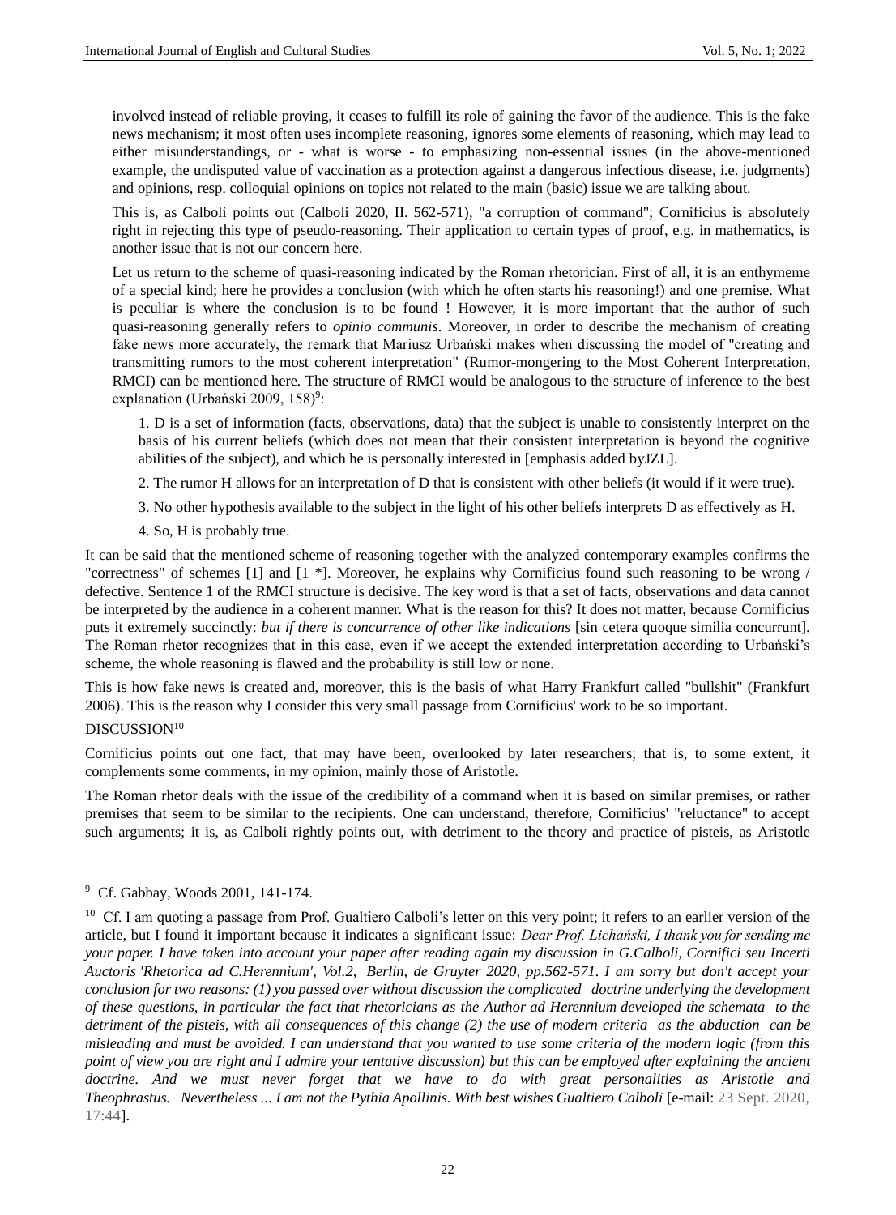involved instead of reliable proving, it ceases to fulfill its role of gaining the favor of the audience. This is the fake news mechanism; it most often uses incomplete reasoning, ignores some elements of reasoning, which may lead to either misunderstandings, or - what is worse - to emphasizing non-essential issues (in the above-mentioned example, the undisputed value of vaccination as a protection against a dangerous infectious disease, i.e. judgments) and opinions, resp. colloquial opinions on topics not related to the main (basic) issue we are talking about.

This is, as Calboli points out (Calboli 2020, II. 562-571), "a corruption of command"; Cornificius is absolutely right in rejecting this type of pseudo-reasoning. Their application to certain types of proof, e.g. in mathematics, is another issue that is not our concern here.

Let us return to the scheme of quasi-reasoning indicated by the Roman rhetorician. First of all, it is an enthymeme of a special kind; here he provides a conclusion (with which he often starts his reasoning!) and one premise. What is peculiar is where the conclusion is to be found ! However, it is more important that the author of such quasi-reasoning generally refers to *opinio communis*. Moreover, in order to describe the mechanism of creating fake news more accurately, the remark that Mariusz Urbański makes when discussing the model of "creating and transmitting rumors to the most coherent interpretation" (Rumor-mongering to the Most Coherent Interpretation, RMCI) can be mentioned here. The structure of RMCI would be analogous to the structure of inference to the best explanation (Urbański 2009, 158)[9]:

> 1. D is a set of information (facts, observations, data) that the subject is unable to consistently interpret on the basis of his current beliefs (which does not mean that their consistent interpretation is beyond the cognitive abilities of the subject), and which he is personally interested in [emphasis added byJZL].
>
> 2. The rumor H allows for an interpretation of D that is consistent with other beliefs (it would if it were true).
>
> 3. No other hypothesis available to the subject in the light of his other beliefs interprets D as effectively as H.
>
> 4. So, H is probably true.

It can be said that the mentioned scheme of reasoning together with the analyzed contemporary examples confirms the "correctness" of schemes [1] and [1 *]. Moreover, he explains why Cornificius found such reasoning to be wrong / defective. Sentence 1 of the RMCI structure is decisive. The key word is that a set of facts, observations and data cannot be interpreted by the audience in a coherent manner. What is the reason for this? It does not matter, because Cornificius puts it extremely succinctly: *but if there is concurrence of other like indications* [sin cetera quoque similia concurrunt]. The Roman rhetor recognizes that in this case, even if we accept the extended interpretation according to Urbański's scheme, the whole reasoning is flawed and the probability is still low or none.

This is how fake news is created and, moreover, this is the basis of what Harry Frankfurt called "bullshit" (Frankfurt 2006). This is the reason why I consider this very small passage from Cornificius' work to be so important.

## DISCUSSION[10]

Cornificius points out one fact, that may have been, overlooked by later researchers; that is, to some extent, it complements some comments, in my opinion, mainly those of Aristotle.

The Roman rhetor deals with the issue of the credibility of a command when it is based on similar premises, or rather premises that seem to be similar to the recipients. One can understand, therefore, Cornificius' "reluctance" to accept such arguments; it is, as Calboli rightly points out, with detriment to the theory and practice of pisteis, as Aristotle

---

[9] Cf. Gabbay, Woods 2001, 141-174.

[10] Cf. I am quoting a passage from Prof. Gualtiero Calboli's letter on this very point; it refers to an earlier version of the article, but I found it important because it indicates a significant issue: *Dear Prof. Lichański, I thank you for sending me your paper. I have taken into account your paper after reading again my discussion in G.Calboli, Cornifici seu Incerti Auctoris 'Rhetorica ad C.Herennium', Vol.2, Berlin, de Gruyter 2020, pp.562-571. I am sorry but don't accept your conclusion for two reasons: (1) you passed over without discussion the complicated doctrine underlying the development of these questions, in particular the fact that rhetoricians as the Author ad Herennium developed the schemata to the detriment of the pisteis, with all consequences of this change (2) the use of modern criteria as the abduction can be misleading and must be avoided. I can understand that you wanted to use some criteria of the modern logic (from this point of view you are right and I admire your tentative discussion) but this can be employed after explaining the ancient doctrine. And we must never forget that we have to do with great personalities as Aristotle and Theophrastus. Nevertheless ... I am not the Pythia Apollinis. With best wishes Gualtiero Calboli* [e-mail: 23 Sept. 2020, 17:44].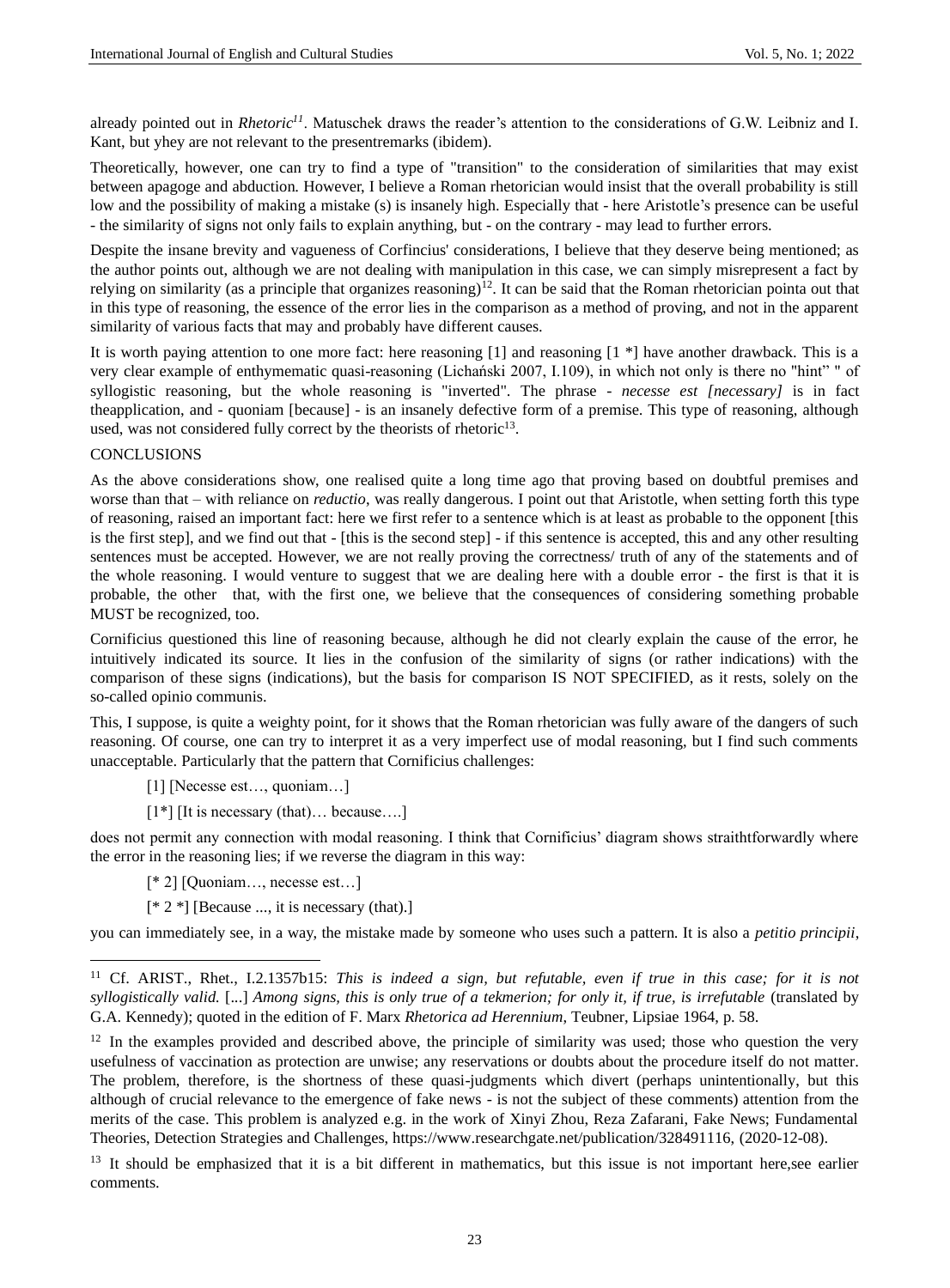already pointed out in *Rhetoric*[11]. Matuschek draws the reader's attention to the considerations of G.W. Leibniz and I. Kant, but yhey are not relevant to the presentremarks (ibidem).

Theoretically, however, one can try to find a type of "transition" to the consideration of similarities that may exist between apagoge and abduction. However, I believe a Roman rhetorician would insist that the overall probability is still low and the possibility of making a mistake (s) is insanely high. Especially that - here Aristotle's presence can be useful - the similarity of signs not only fails to explain anything, but - on the contrary - may lead to further errors.

Despite the insane brevity and vagueness of Corfincius' considerations, I believe that they deserve being mentioned; as the author points out, although we are not dealing with manipulation in this case, we can simply misrepresent a fact by relying on similarity (as a principle that organizes reasoning)[12]. It can be said that the Roman rhetorician pointa out that in this type of reasoning, the essence of the error lies in the comparison as a method of proving, and not in the apparent similarity of various facts that may and probably have different causes.

It is worth paying attention to one more fact: here reasoning [1] and reasoning [1 *] have another drawback. This is a very clear example of enthymematic quasi-reasoning (Lichański 2007, I.109), in which not only is there no "hint" " of syllogistic reasoning, but the whole reasoning is "inverted". The phrase - *necesse est [necessary]* is in fact theapplication, and - quoniam [because] - is an insanely defective form of a premise. This type of reasoning, although used, was not considered fully correct by the theorists of rhetoric[13].

## CONCLUSIONS

As the above considerations show, one realised quite a long time ago that proving based on doubtful premises and worse than that – with reliance on *reductio*, was really dangerous. I point out that Aristotle, when setting forth this type of reasoning, raised an important fact: here we first refer to a sentence which is at least as probable to the opponent [this is the first step], and we find out that - [this is the second step] - if this sentence is accepted, this and any other resulting sentences must be accepted. However, we are not really proving the correctness/ truth of any of the statements and of the whole reasoning. I would venture to suggest that we are dealing here with a double error - the first is that it is probable, the other that, with the first one, we believe that the consequences of considering something probable MUST be recognized, too.

Cornificius questioned this line of reasoning because, although he did not clearly explain the cause of the error, he intuitively indicated its source. It lies in the confusion of the similarity of signs (or rather indications) with the comparison of these signs (indications), but the basis for comparison IS NOT SPECIFIED, as it rests, solely on the so-called opinio communis.

This, I suppose, is quite a weighty point, for it shows that the Roman rhetorician was fully aware of the dangers of such reasoning. Of course, one can try to interpret it as a very imperfect use of modal reasoning, but I find such comments unacceptable. Particularly that the pattern that Cornificius challenges:

> [1] [Necesse est…, quoniam…]
>
> [1*] [It is necessary (that)… because….]

does not permit any connection with modal reasoning. I think that Cornificius' diagram shows straithtforwardly where the error in the reasoning lies; if we reverse the diagram in this way:

> [* 2] [Quoniam…, necesse est…]
>
> [* 2 *] [Because ..., it is necessary (that).]

you can immediately see, in a way, the mistake made by someone who uses such a pattern. It is also a *petitio principii*,

---

[11] Cf. ARIST., Rhet., I.2.1357b15: *This is indeed a sign, but refutable, even if true in this case; for it is not syllogistically valid.* [...] *Among signs, this is only true of a tekmerion; for only it, if true, is irrefutable* (translated by G.A. Kennedy); quoted in the edition of F. Marx *Rhetorica ad Herennium*, Teubner, Lipsiae 1964, p. 58.

[12] In the examples provided and described above, the principle of similarity was used; those who question the very usefulness of vaccination as protection are unwise; any reservations or doubts about the procedure itself do not matter. The problem, therefore, is the shortness of these quasi-judgments which divert (perhaps unintentionally, but this although of crucial relevance to the emergence of fake news - is not the subject of these comments) attention from the merits of the case. This problem is analyzed e.g. in the work of Xinyi Zhou, Reza Zafarani, Fake News; Fundamental Theories, Detection Strategies and Challenges, https://www.researchgate.net/publication/328491116, (2020-12-08).

[13] It should be emphasized that it is a bit different in mathematics, but this issue is not important here,see earlier comments.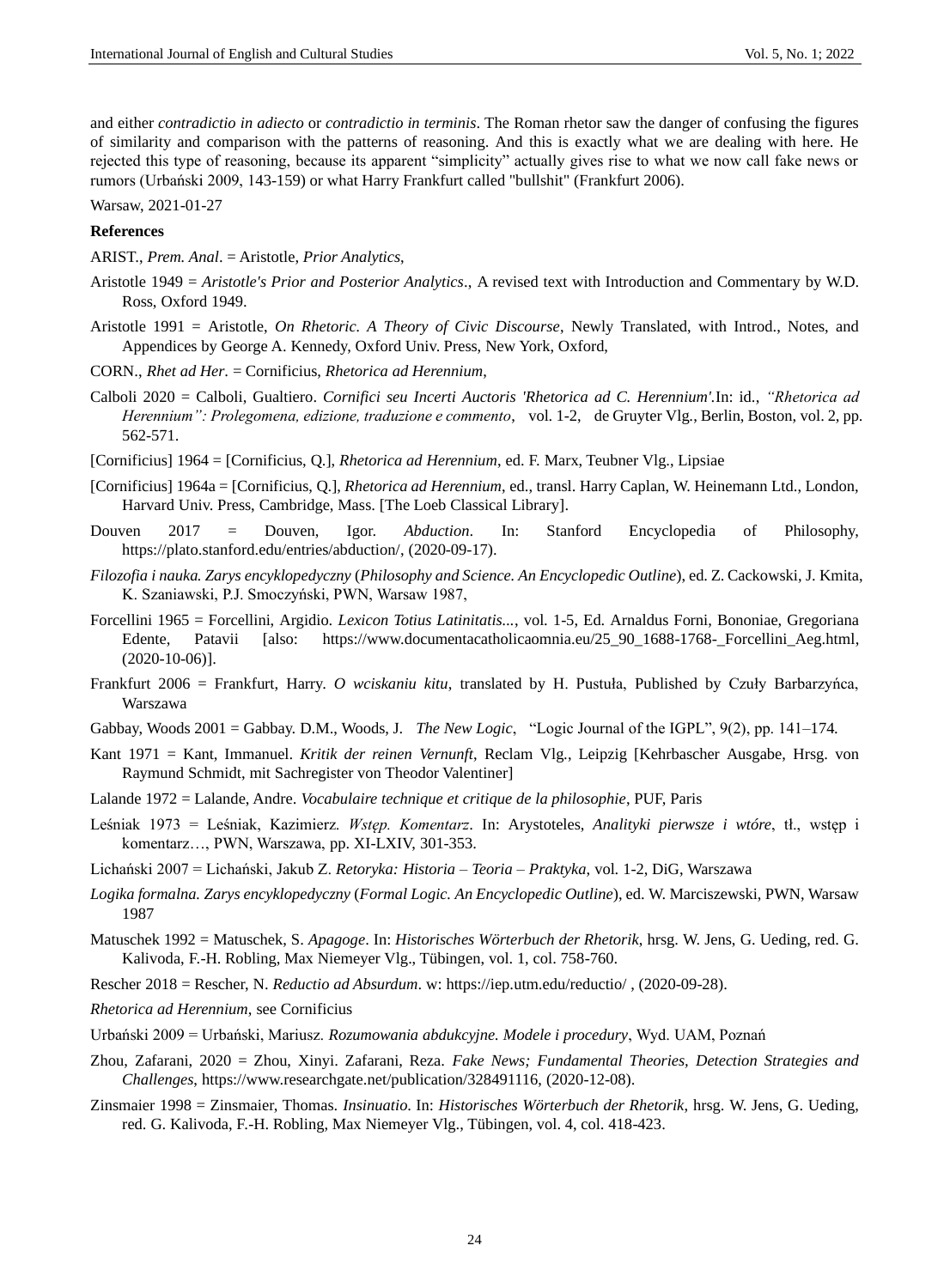and either *contradictio in adiecto* or *contradictio in terminis*. The Roman rhetor saw the danger of confusing the figures of similarity and comparison with the patterns of reasoning. And this is exactly what we are dealing with here. He rejected this type of reasoning, because its apparent "simplicity" actually gives rise to what we now call fake news or rumors (Urbański 2009, 143-159) or what Harry Frankfurt called "bullshit" (Frankfurt 2006).

Warsaw, 2021-01-27

**References**

ARIST., *Prem. Anal*. = Aristotle, *Prior Analytics*,

Aristotle 1949 = *Aristotle's Prior and Posterior Analytics*., A revised text with Introduction and Commentary by W.D. Ross, Oxford 1949.

Aristotle 1991 = Aristotle, *On Rhetoric. A Theory of Civic Discourse*, Newly Translated, with Introd., Notes, and Appendices by George A. Kennedy, Oxford Univ. Press, New York, Oxford,

CORN., *Rhet ad Her*. = Cornificius, *Rhetorica ad Herennium*,

Calboli 2020 = Calboli, Gualtiero. *Cornifici seu Incerti Auctoris 'Rhetorica ad C. Herennium'*.In: id., *"Rhetorica ad Herennium": Prolegomena, edizione, traduzione e commento*, vol. 1-2, de Gruyter Vlg., Berlin, Boston, vol. 2, pp. 562-571.

[Cornificius] 1964 = [Cornificius, Q.], *Rhetorica ad Herennium*, ed. F. Marx, Teubner Vlg., Lipsiae

[Cornificius] 1964a = [Cornificius, Q.], *Rhetorica ad Herennium*, ed., transl. Harry Caplan, W. Heinemann Ltd., London, Harvard Univ. Press, Cambridge, Mass. [The Loeb Classical Library].

Douven 2017 = Douven, Igor. *Abduction*. In: Stanford Encyclopedia of Philosophy, https://plato.stanford.edu/entries/abduction/, (2020-09-17).

*Filozofia i nauka. Zarys encyklopedyczny* (*Philosophy and Science. An Encyclopedic Outline*), ed. Z. Cackowski, J. Kmita, K. Szaniawski, P.J. Smoczyński, PWN, Warsaw 1987,

Forcellini 1965 = Forcellini, Argidio. *Lexicon Totius Latinitatis...*, vol. 1-5, Ed. Arnaldus Forni, Bononiae, Gregoriana Edente, Patavii [also: https://www.documentacatholicaomnia.eu/25_90_1688-1768-_Forcellini_Aeg.html, (2020-10-06)].

Frankfurt 2006 = Frankfurt, Harry. *O wciskaniu kitu*, translated by H. Pustuła, Published by Czuły Barbarzyńca, Warszawa

Gabbay, Woods 2001 = Gabbay. D.M., Woods, J. *The New Logic*, "Logic Journal of the IGPL", 9(2), pp. 141–174.

Kant 1971 = Kant, Immanuel. *Kritik der reinen Vernunft*, Reclam Vlg., Leipzig [Kehrbascher Ausgabe, Hrsg. von Raymund Schmidt, mit Sachregister von Theodor Valentiner]

Lalande 1972 = Lalande, Andre. *Vocabulaire technique et critique de la philosophie*, PUF, Paris

Leśniak 1973 = Leśniak, Kazimierz. *Wstęp. Komentarz*. In: Arystoteles, *Analityki pierwsze i wtóre*, tł., wstęp i komentarz…, PWN, Warszawa, pp. XI-LXIV, 301-353.

Lichański 2007 = Lichański, Jakub Z. *Retoryka: Historia – Teoria – Praktyka*, vol. 1-2, DiG, Warszawa

*Logika formalna. Zarys encyklopedyczny* (*Formal Logic. An Encyclopedic Outline*), ed. W. Marciszewski, PWN, Warsaw 1987

Matuschek 1992 = Matuschek, S. *Apagoge*. In: *Historisches Wörterbuch der Rhetorik*, hrsg. W. Jens, G. Ueding, red. G. Kalivoda, F.-H. Robling, Max Niemeyer Vlg., Tübingen, vol. 1, col. 758-760.

Rescher 2018 = Rescher, N. *Reductio ad Absurdum*. w: https://iep.utm.edu/reductio/ , (2020-09-28).

*Rhetorica ad Herennium*, see Cornificius

Urbański 2009 = Urbański, Mariusz. *Rozumowania abdukcyjne. Modele i procedury*, Wyd. UAM, Poznań

Zhou, Zafarani, 2020 = Zhou, Xinyi. Zafarani, Reza. *Fake News; Fundamental Theories, Detection Strategies and Challenges*, https://www.researchgate.net/publication/328491116, (2020-12-08).

Zinsmaier 1998 = Zinsmaier, Thomas. *Insinuatio*. In: *Historisches Wörterbuch der Rhetorik*, hrsg. W. Jens, G. Ueding, red. G. Kalivoda, F.-H. Robling, Max Niemeyer Vlg., Tübingen, vol. 4, col. 418-423.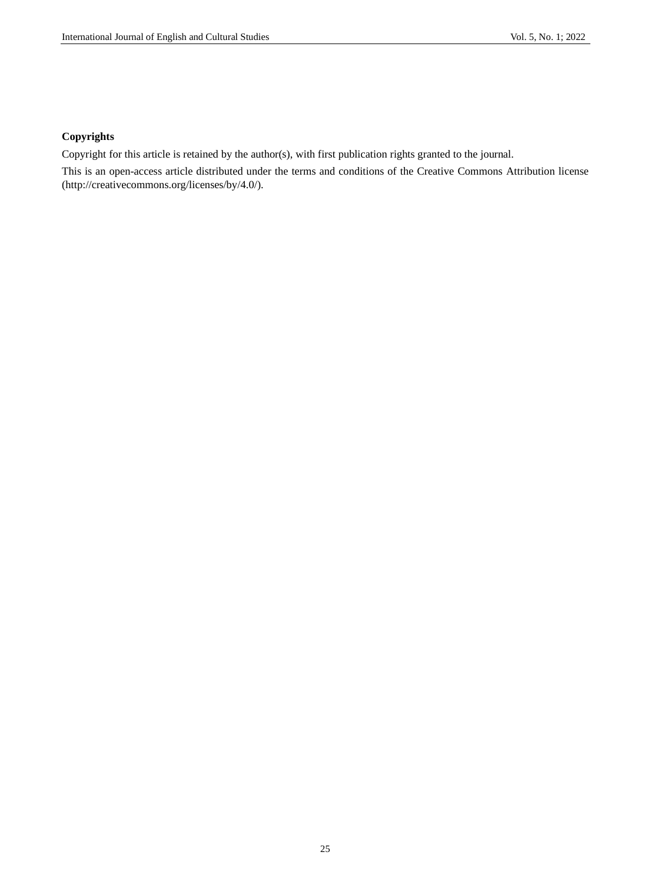**Copyrights**

Copyright for this article is retained by the author(s), with first publication rights granted to the journal.

This is an open-access article distributed under the terms and conditions of the Creative Commons Attribution license (http://creativecommons.org/licenses/by/4.0/).